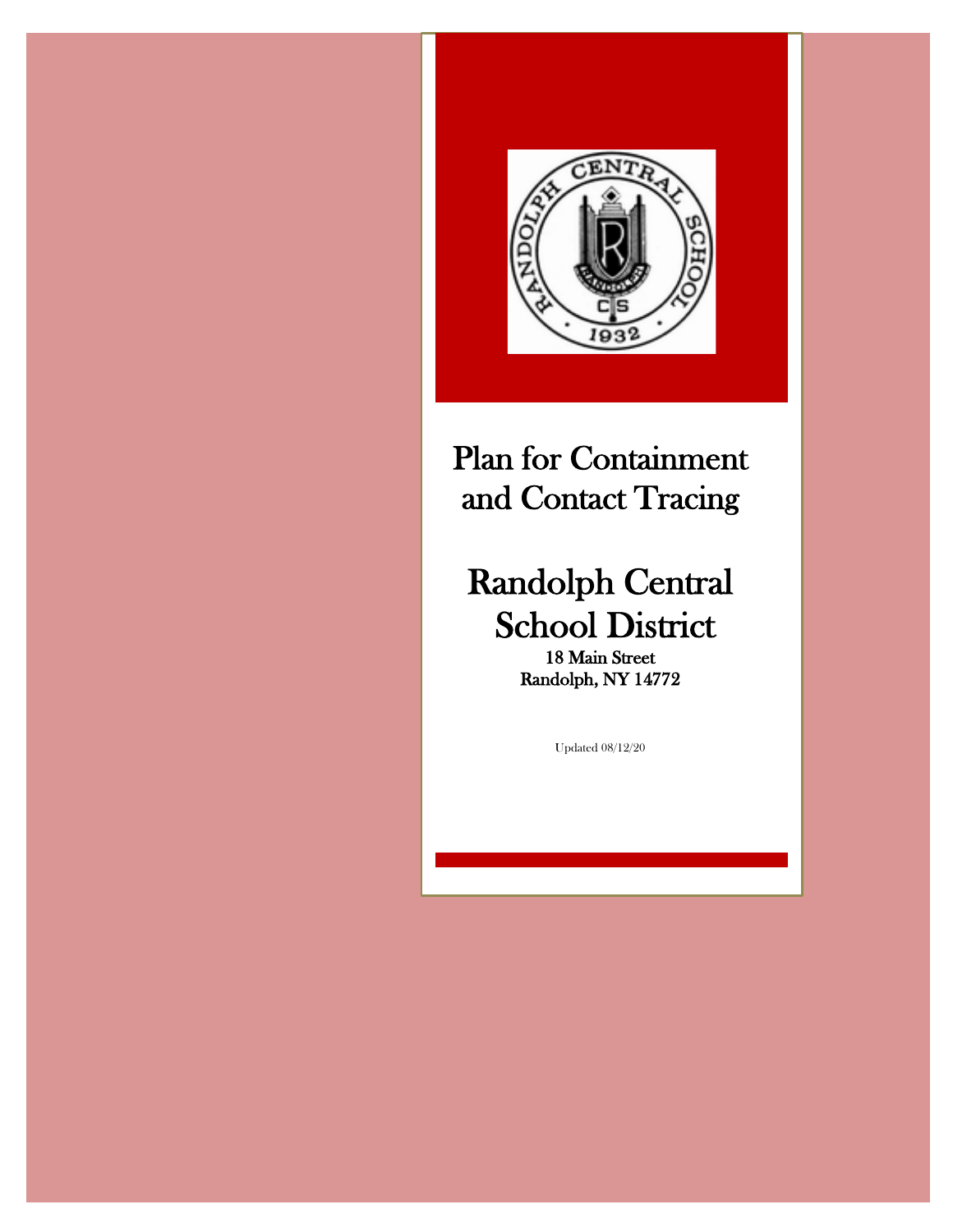# Plan for Containment and Contact Tracing

# Randolph Central School District

**18 Main Street**
**Randolph, NY 14772**

Updated 08/12/20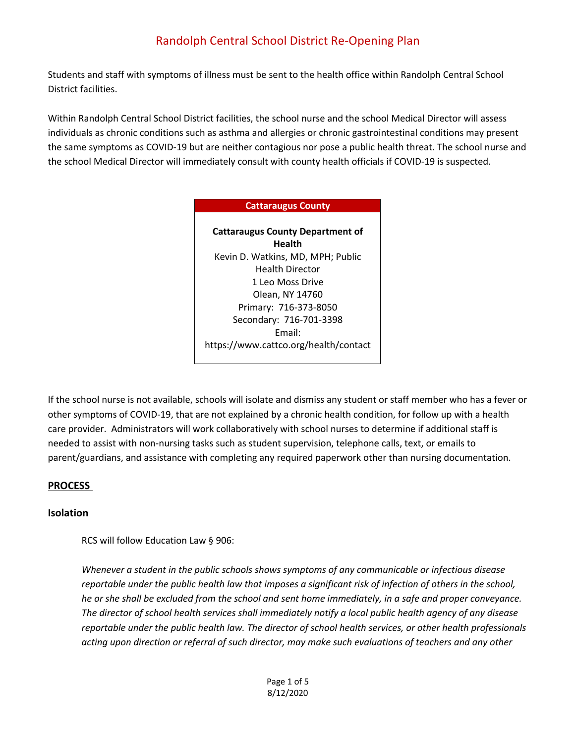Students and staff with symptoms of illness must be sent to the health office within Randolph Central School District facilities.

Within Randolph Central School District facilities, the school nurse and the school Medical Director will assess individuals as chronic conditions such as asthma and allergies or chronic gastrointestinal conditions may present the same symptoms as COVID-19 but are neither contagious nor pose a public health threat. The school nurse and the school Medical Director will immediately consult with county health officials if COVID-19 is suspected.

| Cattaraugus County |
|---|
| **Cattaraugus County Department of Health**<br>Kevin D. Watkins, MD, MPH; Public Health Director<br>1 Leo Moss Drive<br>Olean, NY 14760<br>Primary: 716-373-8050<br>Secondary: 716-701-3398<br>Email:<br>https://www.cattco.org/health/contact |

If the school nurse is not available, schools will isolate and dismiss any student or staff member who has a fever or other symptoms of COVID-19, that are not explained by a chronic health condition, for follow up with a health care provider. Administrators will work collaboratively with school nurses to determine if additional staff is needed to assist with non-nursing tasks such as student supervision, telephone calls, text, or emails to parent/guardians, and assistance with completing any required paperwork other than nursing documentation.

## PROCESS

### Isolation

RCS will follow Education Law § 906:

*Whenever a student in the public schools shows symptoms of any communicable or infectious disease reportable under the public health law that imposes a significant risk of infection of others in the school, he or she shall be excluded from the school and sent home immediately, in a safe and proper conveyance. The director of school health services shall immediately notify a local public health agency of any disease reportable under the public health law. The director of school health services, or other health professionals acting upon direction or referral of such director, may make such evaluations of teachers and any other*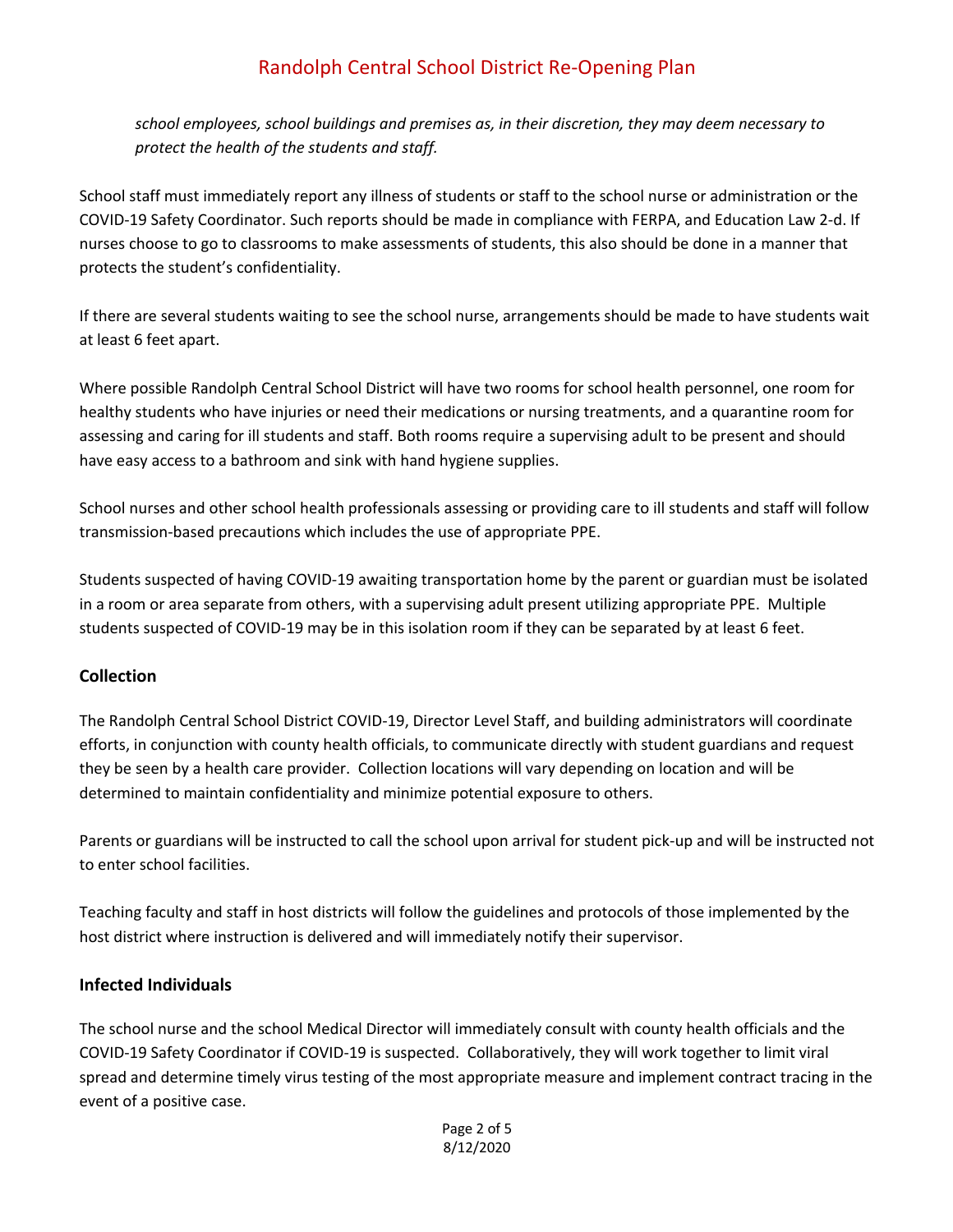*school employees, school buildings and premises as, in their discretion, they may deem necessary to protect the health of the students and staff.*

School staff must immediately report any illness of students or staff to the school nurse or administration or the COVID-19 Safety Coordinator. Such reports should be made in compliance with FERPA, and Education Law 2-d. If nurses choose to go to classrooms to make assessments of students, this also should be done in a manner that protects the student's confidentiality.

If there are several students waiting to see the school nurse, arrangements should be made to have students wait at least 6 feet apart.

Where possible Randolph Central School District will have two rooms for school health personnel, one room for healthy students who have injuries or need their medications or nursing treatments, and a quarantine room for assessing and caring for ill students and staff. Both rooms require a supervising adult to be present and should have easy access to a bathroom and sink with hand hygiene supplies.

School nurses and other school health professionals assessing or providing care to ill students and staff will follow transmission-based precautions which includes the use of appropriate PPE.

Students suspected of having COVID-19 awaiting transportation home by the parent or guardian must be isolated in a room or area separate from others, with a supervising adult present utilizing appropriate PPE. Multiple students suspected of COVID-19 may be in this isolation room if they can be separated by at least 6 feet.

### Collection

The Randolph Central School District COVID-19, Director Level Staff, and building administrators will coordinate efforts, in conjunction with county health officials, to communicate directly with student guardians and request they be seen by a health care provider. Collection locations will vary depending on location and will be determined to maintain confidentiality and minimize potential exposure to others.

Parents or guardians will be instructed to call the school upon arrival for student pick-up and will be instructed not to enter school facilities.

Teaching faculty and staff in host districts will follow the guidelines and protocols of those implemented by the host district where instruction is delivered and will immediately notify their supervisor.

### Infected Individuals

The school nurse and the school Medical Director will immediately consult with county health officials and the COVID-19 Safety Coordinator if COVID-19 is suspected. Collaboratively, they will work together to limit viral spread and determine timely virus testing of the most appropriate measure and implement contract tracing in the event of a positive case.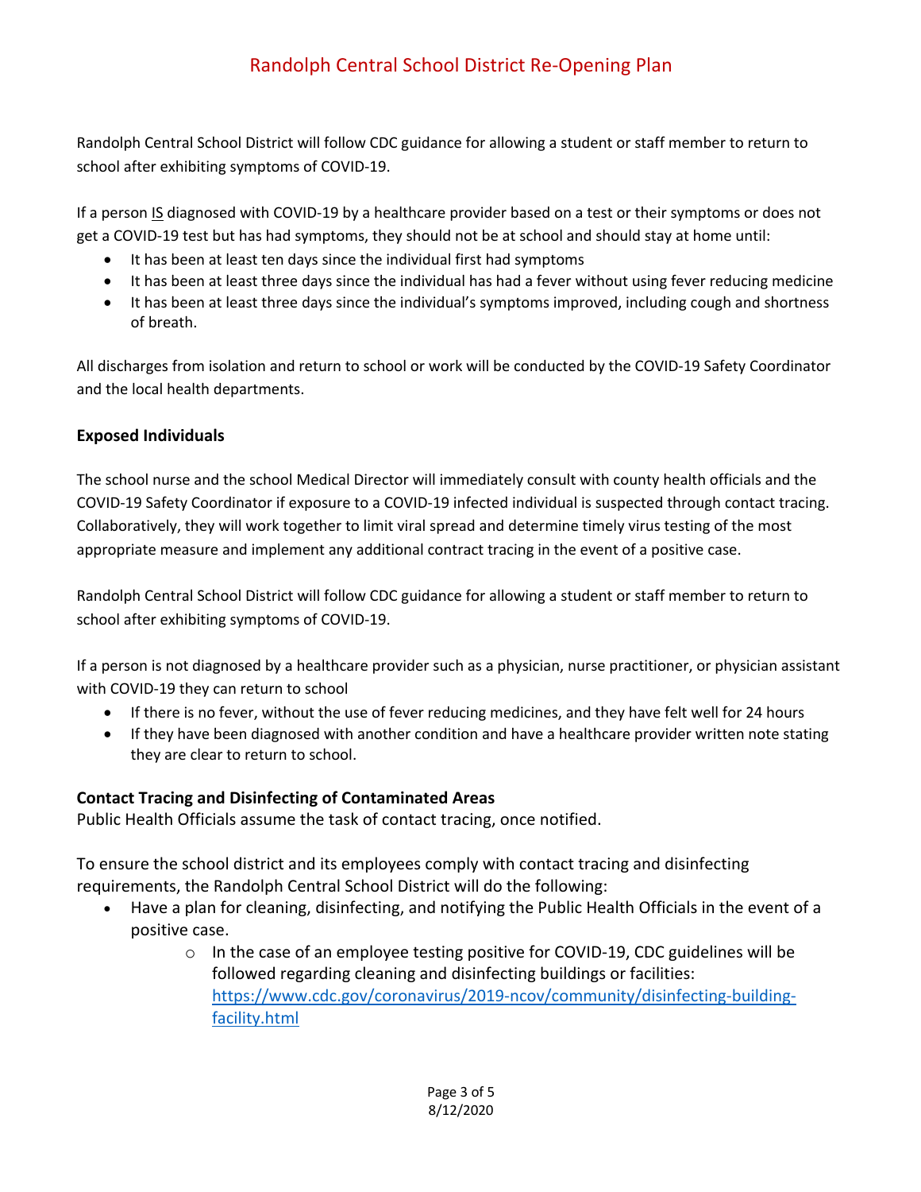Randolph Central School District will follow CDC guidance for allowing a student or staff member to return to school after exhibiting symptoms of COVID-19.

If a person IS diagnosed with COVID-19 by a healthcare provider based on a test or their symptoms or does not get a COVID-19 test but has had symptoms, they should not be at school and should stay at home until:

- It has been at least ten days since the individual first had symptoms
- It has been at least three days since the individual has had a fever without using fever reducing medicine
- It has been at least three days since the individual's symptoms improved, including cough and shortness of breath.

All discharges from isolation and return to school or work will be conducted by the COVID-19 Safety Coordinator and the local health departments.

**Exposed Individuals**

The school nurse and the school Medical Director will immediately consult with county health officials and the COVID-19 Safety Coordinator if exposure to a COVID-19 infected individual is suspected through contact tracing. Collaboratively, they will work together to limit viral spread and determine timely virus testing of the most appropriate measure and implement any additional contract tracing in the event of a positive case.

Randolph Central School District will follow CDC guidance for allowing a student or staff member to return to school after exhibiting symptoms of COVID-19.

If a person is not diagnosed by a healthcare provider such as a physician, nurse practitioner, or physician assistant with COVID-19 they can return to school

- If there is no fever, without the use of fever reducing medicines, and they have felt well for 24 hours
- If they have been diagnosed with another condition and have a healthcare provider written note stating they are clear to return to school.

**Contact Tracing and Disinfecting of Contaminated Areas**

Public Health Officials assume the task of contact tracing, once notified.

To ensure the school district and its employees comply with contact tracing and disinfecting requirements, the Randolph Central School District will do the following:

- Have a plan for cleaning, disinfecting, and notifying the Public Health Officials in the event of a positive case.
  - In the case of an employee testing positive for COVID-19, CDC guidelines will be followed regarding cleaning and disinfecting buildings or facilities: https://www.cdc.gov/coronavirus/2019-ncov/community/disinfecting-building-facility.html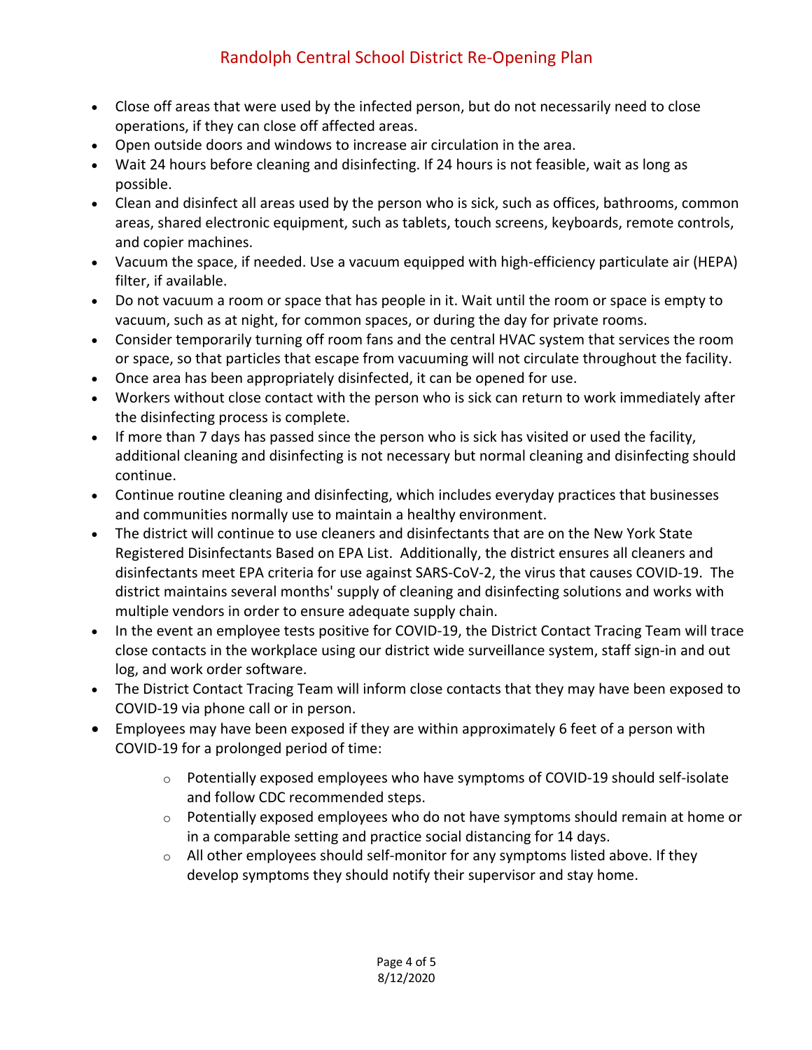- Close off areas that were used by the infected person, but do not necessarily need to close operations, if they can close off affected areas.
- Open outside doors and windows to increase air circulation in the area.
- Wait 24 hours before cleaning and disinfecting. If 24 hours is not feasible, wait as long as possible.
- Clean and disinfect all areas used by the person who is sick, such as offices, bathrooms, common areas, shared electronic equipment, such as tablets, touch screens, keyboards, remote controls, and copier machines.
- Vacuum the space, if needed. Use a vacuum equipped with high-efficiency particulate air (HEPA) filter, if available.
- Do not vacuum a room or space that has people in it. Wait until the room or space is empty to vacuum, such as at night, for common spaces, or during the day for private rooms.
- Consider temporarily turning off room fans and the central HVAC system that services the room or space, so that particles that escape from vacuuming will not circulate throughout the facility.
- Once area has been appropriately disinfected, it can be opened for use.
- Workers without close contact with the person who is sick can return to work immediately after the disinfecting process is complete.
- If more than 7 days has passed since the person who is sick has visited or used the facility, additional cleaning and disinfecting is not necessary but normal cleaning and disinfecting should continue.
- Continue routine cleaning and disinfecting, which includes everyday practices that businesses and communities normally use to maintain a healthy environment.
- The district will continue to use cleaners and disinfectants that are on the New York State Registered Disinfectants Based on EPA List. Additionally, the district ensures all cleaners and disinfectants meet EPA criteria for use against SARS-CoV-2, the virus that causes COVID-19. The district maintains several months' supply of cleaning and disinfecting solutions and works with multiple vendors in order to ensure adequate supply chain.
- In the event an employee tests positive for COVID-19, the District Contact Tracing Team will trace close contacts in the workplace using our district wide surveillance system, staff sign-in and out log, and work order software.
- The District Contact Tracing Team will inform close contacts that they may have been exposed to COVID-19 via phone call or in person.
- Employees may have been exposed if they are within approximately 6 feet of a person with COVID-19 for a prolonged period of time:
  - Potentially exposed employees who have symptoms of COVID-19 should self-isolate and follow CDC recommended steps.
  - Potentially exposed employees who do not have symptoms should remain at home or in a comparable setting and practice social distancing for 14 days.
  - All other employees should self-monitor for any symptoms listed above. If they develop symptoms they should notify their supervisor and stay home.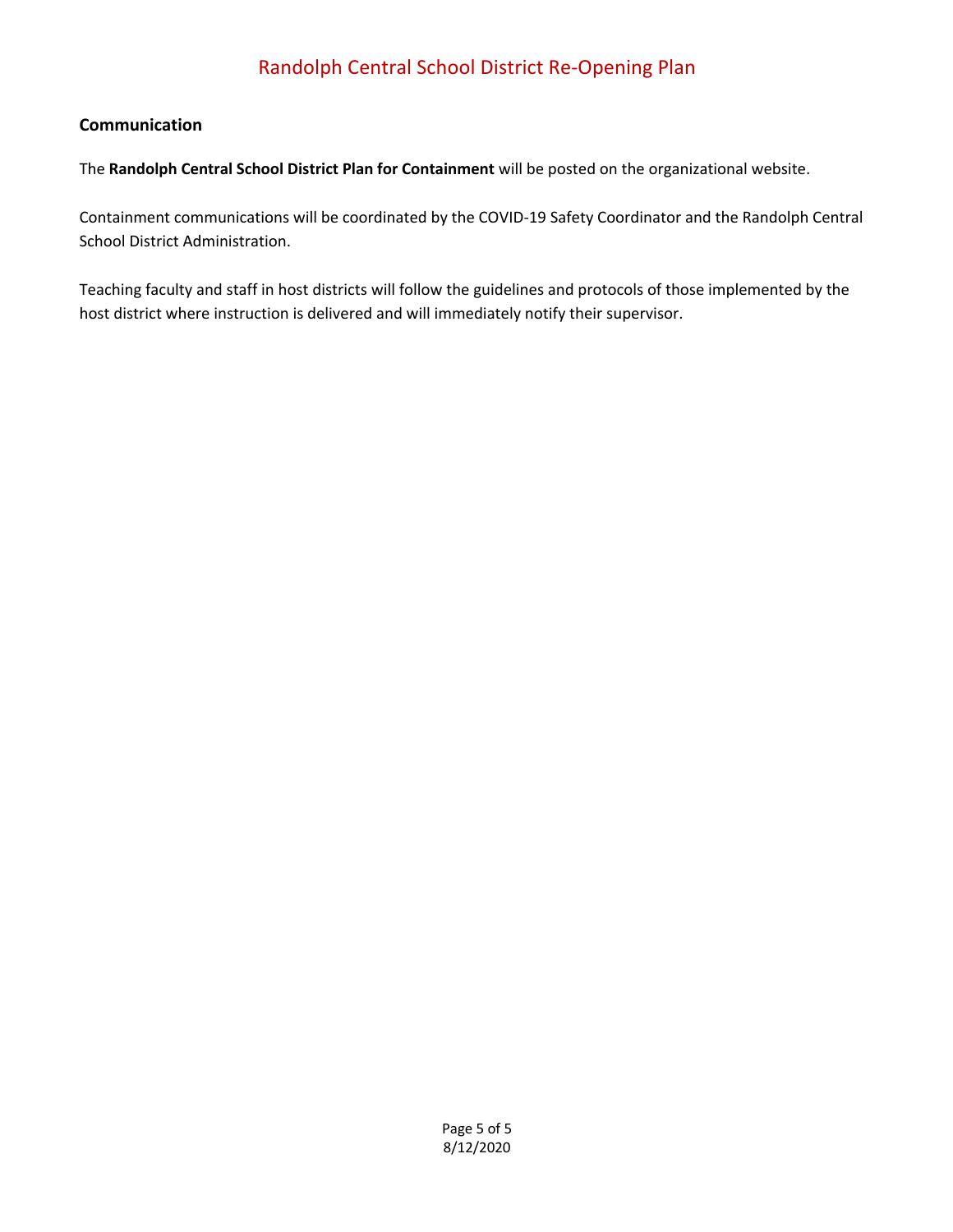## Communication

The **Randolph Central School District Plan for Containment** will be posted on the organizational website.

Containment communications will be coordinated by the COVID-19 Safety Coordinator and the Randolph Central School District Administration.

Teaching faculty and staff in host districts will follow the guidelines and protocols of those implemented by the host district where instruction is delivered and will immediately notify their supervisor.